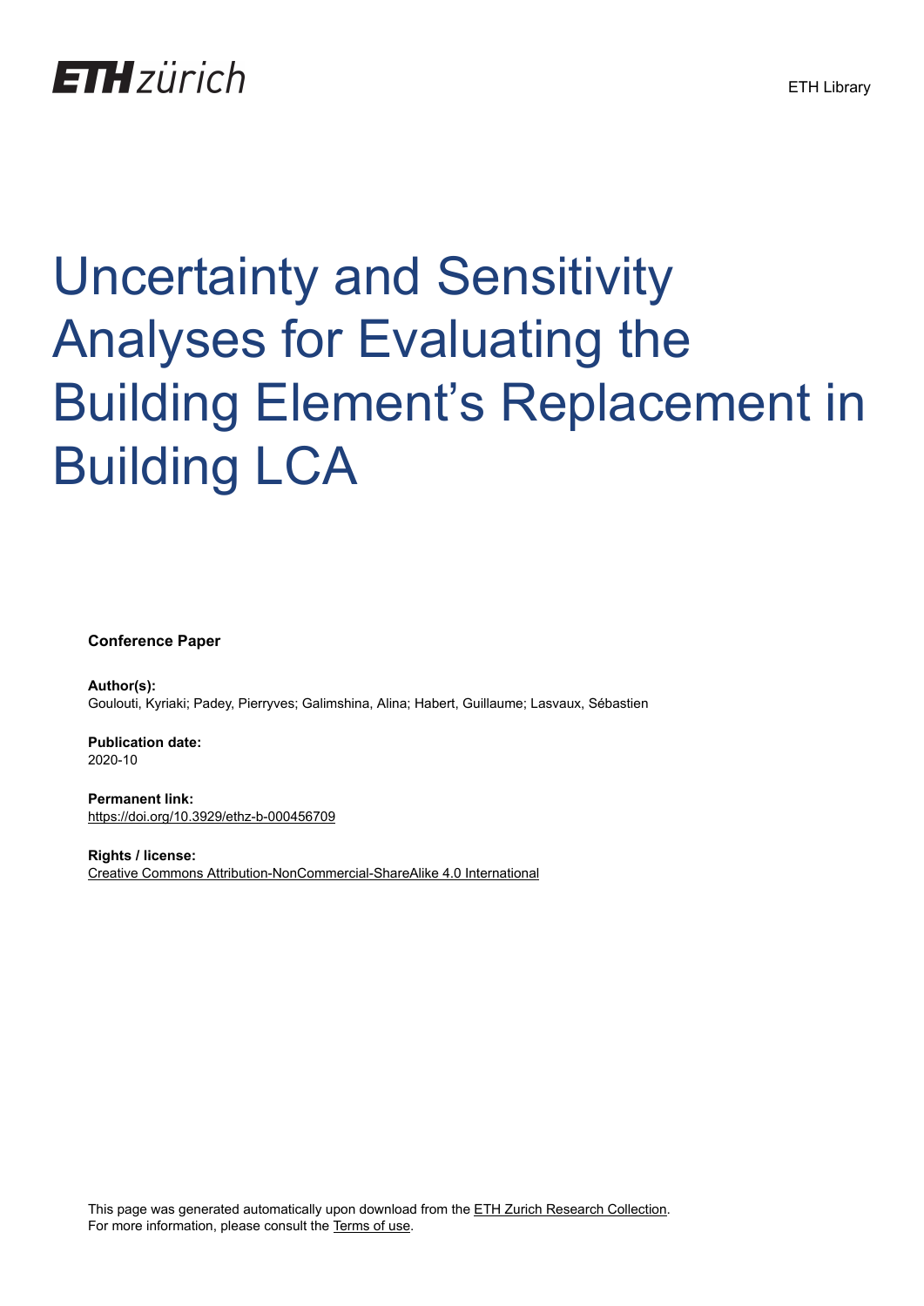ETH zürich

ETH Library

# Uncertainty and Sensitivity Analyses for Evaluating the Building Element's Replacement in Building LCA

**Conference Paper**

**Author(s):**
Goulouti, Kyriaki; Padey, Pierryves; Galimshina, Alina; Habert, Guillaume; Lasvaux, Sébastien

**Publication date:**
2020-10

**Permanent link:**
https://doi.org/10.3929/ethz-b-000456709

**Rights / license:**
Creative Commons Attribution-NonCommercial-ShareAlike 4.0 International

This page was generated automatically upon download from the ETH Zurich Research Collection.
For more information, please consult the Terms of use.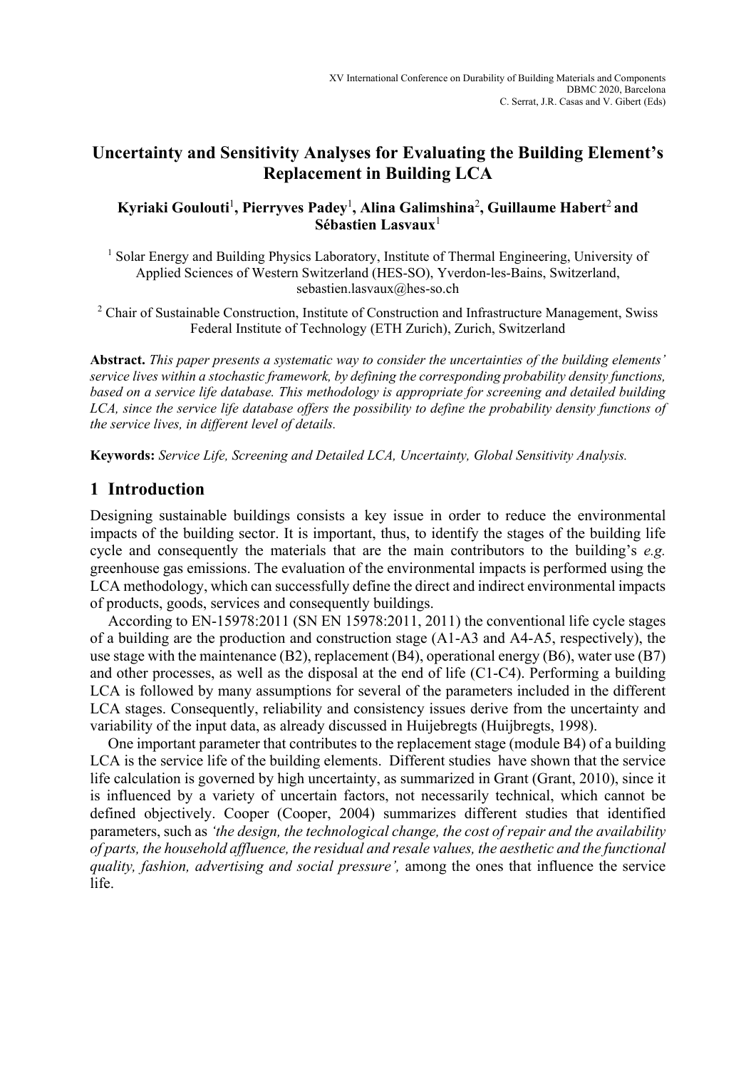# Uncertainty and Sensitivity Analyses for Evaluating the Building Element's Replacement in Building LCA

**Kyriaki Goulouti[1], Pierryves Padey[1], Alina Galimshina[2], Guillaume Habert[2] and Sébastien Lasvaux[1]**

[1] Solar Energy and Building Physics Laboratory, Institute of Thermal Engineering, University of Applied Sciences of Western Switzerland (HES-SO), Yverdon-les-Bains, Switzerland, sebastien.lasvaux@hes-so.ch

[2] Chair of Sustainable Construction, Institute of Construction and Infrastructure Management, Swiss Federal Institute of Technology (ETH Zurich), Zurich, Switzerland

**Abstract.** *This paper presents a systematic way to consider the uncertainties of the building elements' service lives within a stochastic framework, by defining the corresponding probability density functions, based on a service life database. This methodology is appropriate for screening and detailed building LCA, since the service life database offers the possibility to define the probability density functions of the service lives, in different level of details.*

**Keywords:** *Service Life, Screening and Detailed LCA, Uncertainty, Global Sensitivity Analysis.*

## 1 Introduction

Designing sustainable buildings consists a key issue in order to reduce the environmental impacts of the building sector. It is important, thus, to identify the stages of the building life cycle and consequently the materials that are the main contributors to the building's *e.g.* greenhouse gas emissions. The evaluation of the environmental impacts is performed using the LCA methodology, which can successfully define the direct and indirect environmental impacts of products, goods, services and consequently buildings.

According to EN-15978:2011 (SN EN 15978:2011, 2011) the conventional life cycle stages of a building are the production and construction stage (A1-A3 and A4-A5, respectively), the use stage with the maintenance (B2), replacement (B4), operational energy (B6), water use (B7) and other processes, as well as the disposal at the end of life (C1-C4). Performing a building LCA is followed by many assumptions for several of the parameters included in the different LCA stages. Consequently, reliability and consistency issues derive from the uncertainty and variability of the input data, as already discussed in Huijebregts (Huijbregts, 1998).

One important parameter that contributes to the replacement stage (module B4) of a building LCA is the service life of the building elements. Different studies have shown that the service life calculation is governed by high uncertainty, as summarized in Grant (Grant, 2010), since it is influenced by a variety of uncertain factors, not necessarily technical, which cannot be defined objectively. Cooper (Cooper, 2004) summarizes different studies that identified parameters, such as *'the design, the technological change, the cost of repair and the availability of parts, the household affluence, the residual and resale values, the aesthetic and the functional quality, fashion, advertising and social pressure',* among the ones that influence the service life.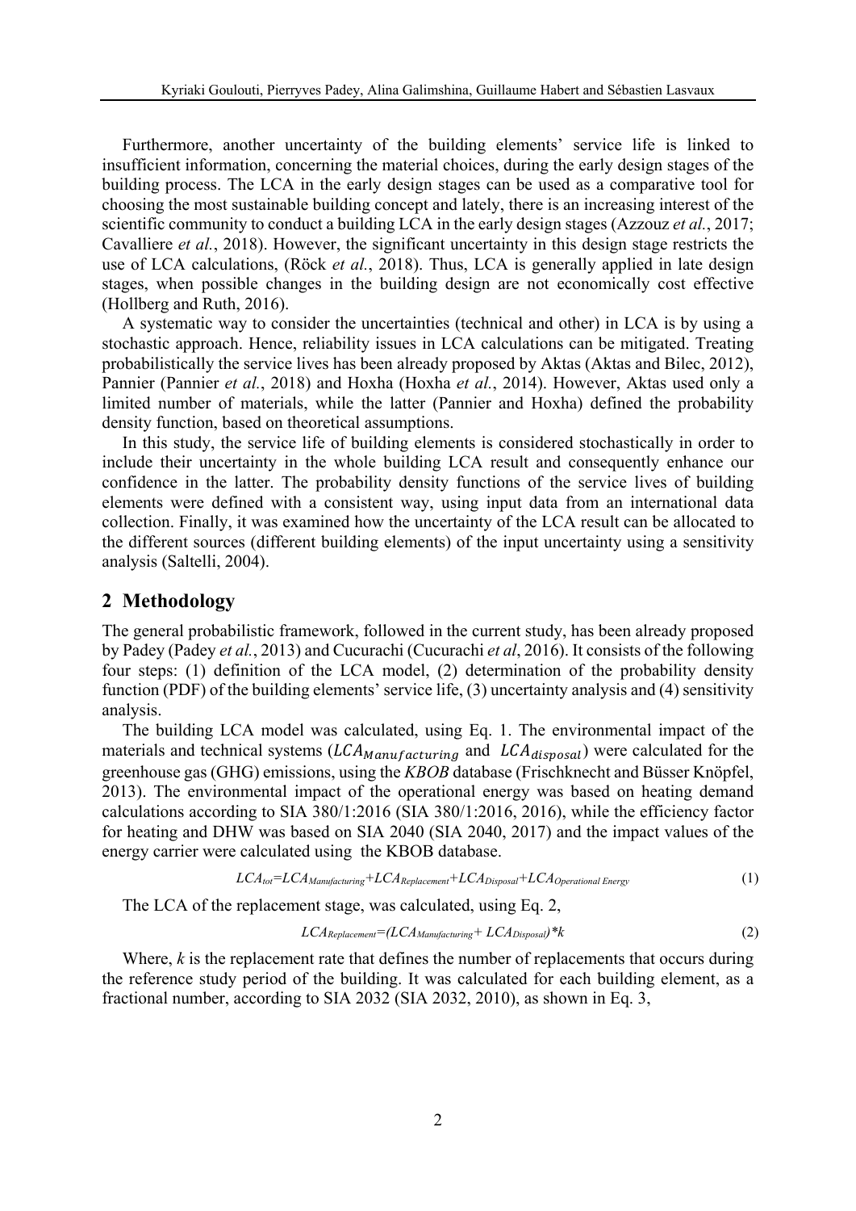Furthermore, another uncertainty of the building elements' service life is linked to insufficient information, concerning the material choices, during the early design stages of the building process. The LCA in the early design stages can be used as a comparative tool for choosing the most sustainable building concept and lately, there is an increasing interest of the scientific community to conduct a building LCA in the early design stages (Azzouz *et al.*, 2017; Cavalliere *et al.*, 2018). However, the significant uncertainty in this design stage restricts the use of LCA calculations, (Röck *et al.*, 2018). Thus, LCA is generally applied in late design stages, when possible changes in the building design are not economically cost effective (Hollberg and Ruth, 2016).

A systematic way to consider the uncertainties (technical and other) in LCA is by using a stochastic approach. Hence, reliability issues in LCA calculations can be mitigated. Treating probabilistically the service lives has been already proposed by Aktas (Aktas and Bilec, 2012), Pannier (Pannier *et al.*, 2018) and Hoxha (Hoxha *et al.*, 2014). However, Aktas used only a limited number of materials, while the latter (Pannier and Hoxha) defined the probability density function, based on theoretical assumptions.

In this study, the service life of building elements is considered stochastically in order to include their uncertainty in the whole building LCA result and consequently enhance our confidence in the latter. The probability density functions of the service lives of building elements were defined with a consistent way, using input data from an international data collection. Finally, it was examined how the uncertainty of the LCA result can be allocated to the different sources (different building elements) of the input uncertainty using a sensitivity analysis (Saltelli, 2004).

## 2 Methodology

The general probabilistic framework, followed in the current study, has been already proposed by Padey (Padey *et al.*, 2013) and Cucurachi (Cucurachi *et al*, 2016). It consists of the following four steps: (1) definition of the LCA model, (2) determination of the probability density function (PDF) of the building elements' service life, (3) uncertainty analysis and (4) sensitivity analysis.

The building LCA model was calculated, using Eq. 1. The environmental impact of the materials and technical systems ($LCA_{Manufacturing}$ and $LCA_{disposal}$) were calculated for the greenhouse gas (GHG) emissions, using the *KBOB* database (Frischknecht and Büsser Knöpfel, 2013). The environmental impact of the operational energy was based on heating demand calculations according to SIA 380/1:2016 (SIA 380/1:2016, 2016), while the efficiency factor for heating and DHW was based on SIA 2040 (SIA 2040, 2017) and the impact values of the energy carrier were calculated using the KBOB database.

$$LCA_{tot}=LCA_{Manufacturing}+LCA_{Replacement}+LCA_{Disposal}+LCA_{Operational\ Energy} \tag{1}$$

The LCA of the replacement stage, was calculated, using Eq. 2,

$$LCA_{Replacement}=(LCA_{Manufacturing}+LCA_{Disposal})*k \tag{2}$$

Where, *k* is the replacement rate that defines the number of replacements that occurs during the reference study period of the building. It was calculated for each building element, as a fractional number, according to SIA 2032 (SIA 2032, 2010), as shown in Eq. 3,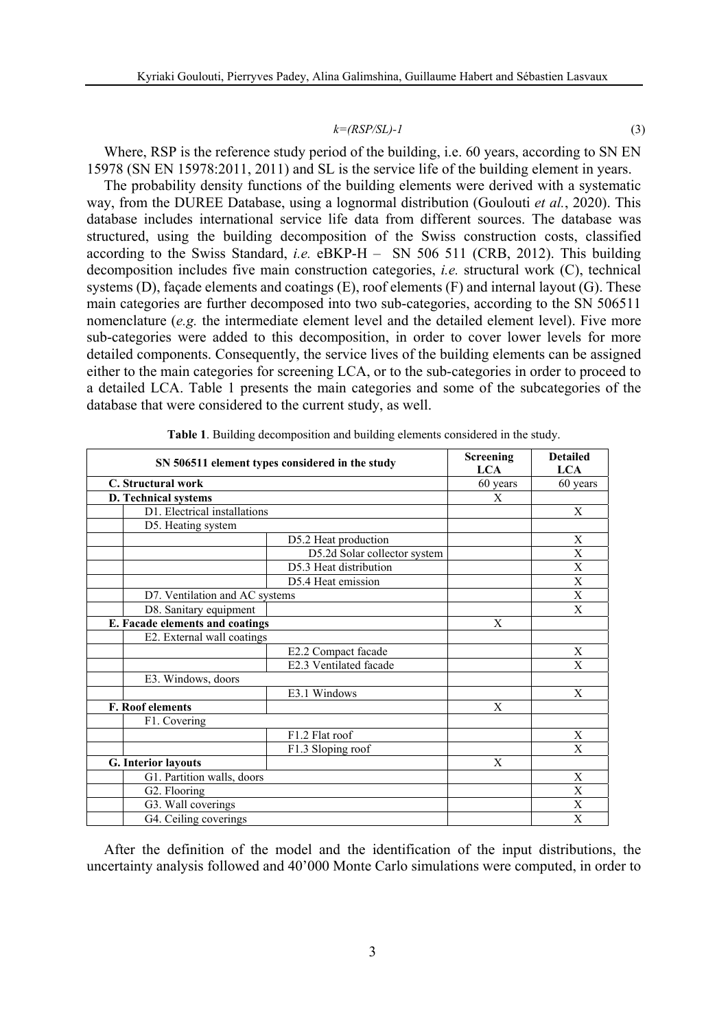$$k=(RSP/SL)-1 \tag{3}$$

Where, RSP is the reference study period of the building, i.e. 60 years, according to SN EN 15978 (SN EN 15978:2011, 2011) and SL is the service life of the building element in years.

The probability density functions of the building elements were derived with a systematic way, from the DUREE Database, using a lognormal distribution (Goulouti *et al.*, 2020). This database includes international service life data from different sources. The database was structured, using the building decomposition of the Swiss construction costs, classified according to the Swiss Standard, *i.e.* eBKP-H – SN 506 511 (CRB, 2012). This building decomposition includes five main construction categories, *i.e.* structural work (C), technical systems (D), façade elements and coatings (E), roof elements (F) and internal layout (G). These main categories are further decomposed into two sub-categories, according to the SN 506511 nomenclature (*e.g.* the intermediate element level and the detailed element level). Five more sub-categories were added to this decomposition, in order to cover lower levels for more detailed components. Consequently, the service lives of the building elements can be assigned either to the main categories for screening LCA, or to the sub-categories in order to proceed to a detailed LCA. Table 1 presents the main categories and some of the subcategories of the database that were considered to the current study, as well.

**Table 1**. Building decomposition and building elements considered in the study.

| SN 506511 element types considered in the study | | | Screening LCA | Detailed LCA |
|---|---|---|---|---|
| **C. Structural work** | | | 60 years | 60 years |
| **D. Technical systems** | | | X | |
| | D1. Electrical installations | | | X |
| | D5. Heating system | | | |
| | | D5.2 Heat production | | X |
| | | D5.2d Solar collector system | | X |
| | | D5.3 Heat distribution | | X |
| | | D5.4 Heat emission | | X |
| | D7. Ventilation and AC systems | | | X |
| | D8. Sanitary equipment | | | X |
| **E. Facade elements and coatings** | | | X | |
| | E2. External wall coatings | | | |
| | | E2.2 Compact facade | | X |
| | | E2.3 Ventilated facade | | X |
| | E3. Windows, doors | | | |
| | | E3.1 Windows | | X |
| **F. Roof elements** | | | X | |
| | F1. Covering | | | |
| | | F1.2 Flat roof | | X |
| | | F1.3 Sloping roof | | X |
| **G. Interior layouts** | | | X | |
| | G1. Partition walls, doors | | | X |
| | G2. Flooring | | | X |
| | G3. Wall coverings | | | X |
| | G4. Ceiling coverings | | | X |

After the definition of the model and the identification of the input distributions, the uncertainty analysis followed and 40'000 Monte Carlo simulations were computed, in order to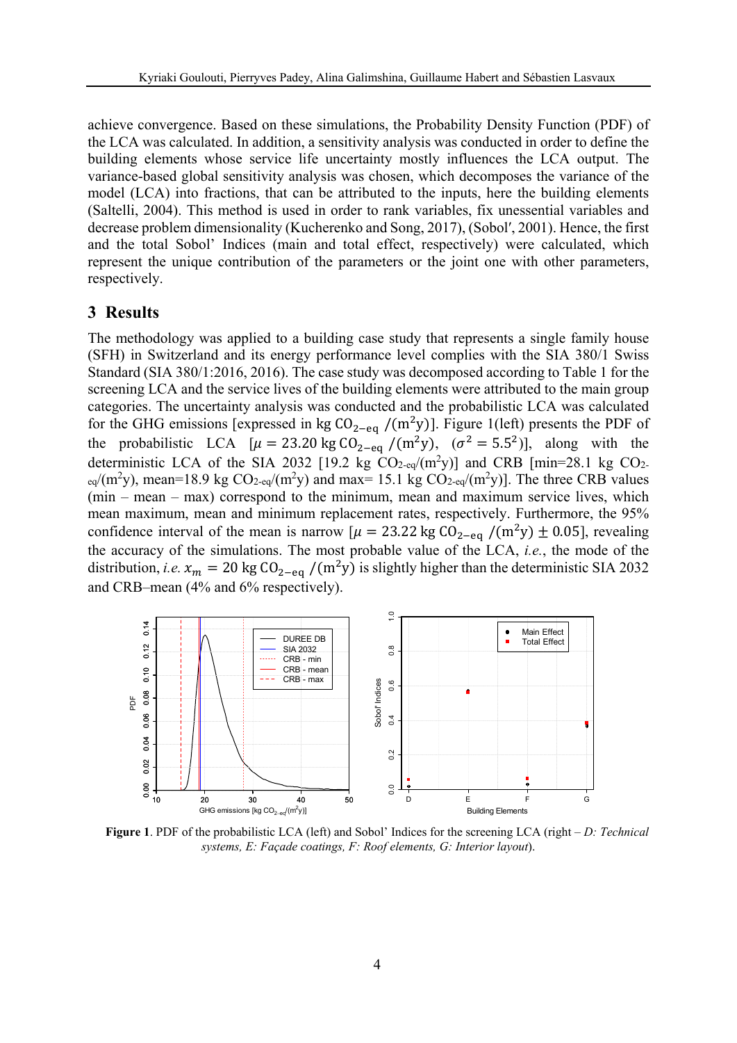achieve convergence. Based on these simulations, the Probability Density Function (PDF) of the LCA was calculated. In addition, a sensitivity analysis was conducted in order to define the building elements whose service life uncertainty mostly influences the LCA output. The variance-based global sensitivity analysis was chosen, which decomposes the variance of the model (LCA) into fractions, that can be attributed to the inputs, here the building elements (Saltelli, 2004). This method is used in order to rank variables, fix unessential variables and decrease problem dimensionality (Kucherenko and Song, 2017), (Sobolʹ, 2001). Hence, the first and the total Sobol' Indices (main and total effect, respectively) were calculated, which represent the unique contribution of the parameters or the joint one with other parameters, respectively.

## 3 Results

The methodology was applied to a building case study that represents a single family house (SFH) in Switzerland and its energy performance level complies with the SIA 380/1 Swiss Standard (SIA 380/1:2016, 2016). The case study was decomposed according to Table 1 for the screening LCA and the service lives of the building elements were attributed to the main group categories. The uncertainty analysis was conducted and the probabilistic LCA was calculated for the GHG emissions [expressed in kg $CO_{2-eq}$ /($m^2$y)]. Figure 1(left) presents the PDF of the probabilistic LCA [$\mu = 23.20$ kg $CO_{2-eq}$ /($m^2$y), ($\sigma^2 = 5.5^2$)], along with the deterministic LCA of the SIA 2032 [19.2 kg $CO_{2-eq}$/($m^2$y)] and CRB [min=28.1 kg $CO_{2-eq}$/($m^2$y), mean=18.9 kg $CO_{2-eq}$/($m^2$y) and max= 15.1 kg $CO_{2-eq}$/($m^2$y)]. The three CRB values (min – mean – max) correspond to the minimum, mean and maximum service lives, which mean maximum, mean and minimum replacement rates, respectively. Furthermore, the 95% confidence interval of the mean is narrow [$\mu = 23.22$ kg $CO_{2-eq}$ /($m^2$y) $\pm$ 0.05], revealing the accuracy of the simulations. The most probable value of the LCA, *i.e.*, the mode of the distribution, *i.e.* $x_m = 20$ kg $CO_{2-eq}$ /($m^2$y) is slightly higher than the deterministic SIA 2032 and CRB–mean (4% and 6% respectively).

**Figure 1**. PDF of the probabilistic LCA (left) and Sobol' Indices for the screening LCA (right – *D: Technical systems, E: Façade coatings, F: Roof elements, G: Interior layout*).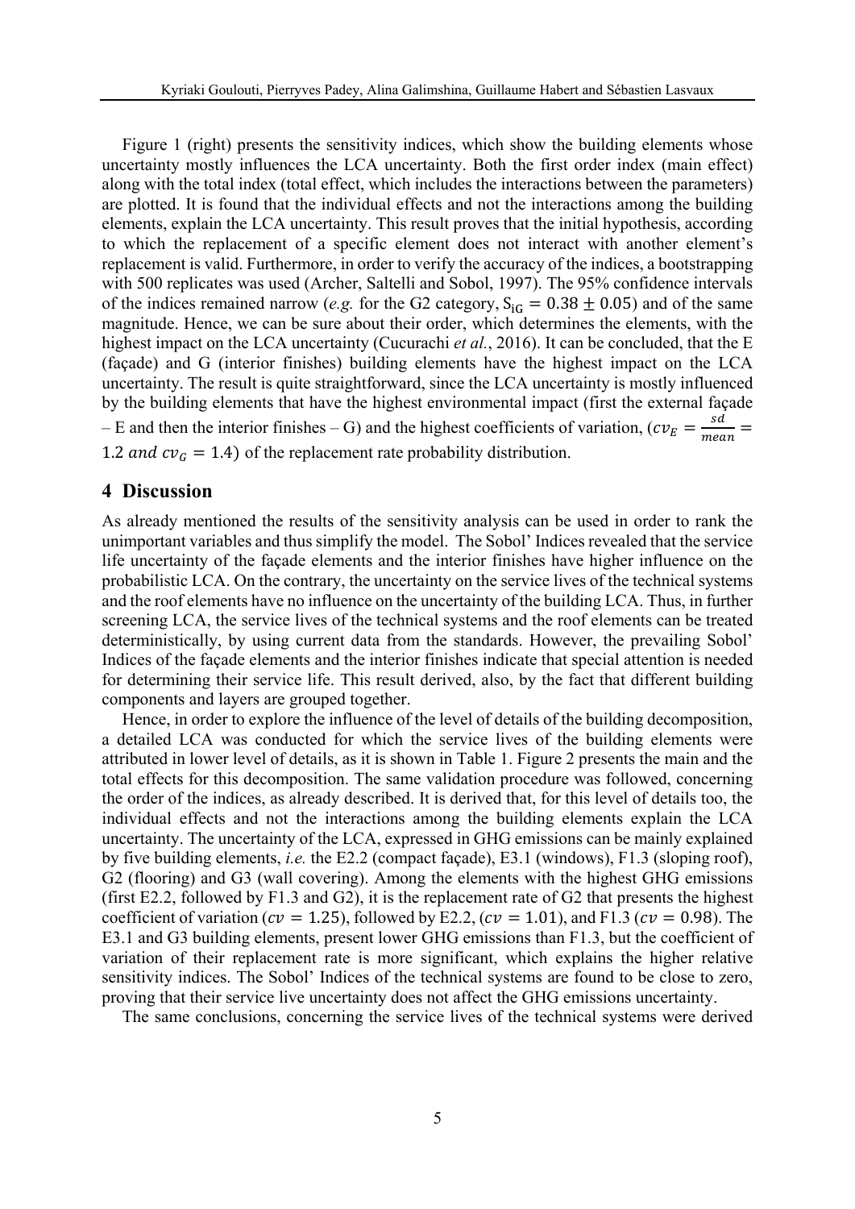Figure 1 (right) presents the sensitivity indices, which show the building elements whose uncertainty mostly influences the LCA uncertainty. Both the first order index (main effect) along with the total index (total effect, which includes the interactions between the parameters) are plotted. It is found that the individual effects and not the interactions among the building elements, explain the LCA uncertainty. This result proves that the initial hypothesis, according to which the replacement of a specific element does not interact with another element's replacement is valid. Furthermore, in order to verify the accuracy of the indices, a bootstrapping with 500 replicates was used (Archer, Saltelli and Sobol, 1997). The 95% confidence intervals of the indices remained narrow (*e.g.* for the G2 category, $S_{iG} = 0.38 \pm 0.05$) and of the same magnitude. Hence, we can be sure about their order, which determines the elements, with the highest impact on the LCA uncertainty (Cucurachi *et al.*, 2016). It can be concluded, that the E (façade) and G (interior finishes) building elements have the highest impact on the LCA uncertainty. The result is quite straightforward, since the LCA uncertainty is mostly influenced by the building elements that have the highest environmental impact (first the external façade – E and then the interior finishes – G) and the highest coefficients of variation, ($cv_E = \frac{sd}{mean} = 1.2 \text{ and } cv_G = 1.4$) of the replacement rate probability distribution.

## 4 Discussion

As already mentioned the results of the sensitivity analysis can be used in order to rank the unimportant variables and thus simplify the model. The Sobol' Indices revealed that the service life uncertainty of the façade elements and the interior finishes have higher influence on the probabilistic LCA. On the contrary, the uncertainty on the service lives of the technical systems and the roof elements have no influence on the uncertainty of the building LCA. Thus, in further screening LCA, the service lives of the technical systems and the roof elements can be treated deterministically, by using current data from the standards. However, the prevailing Sobol' Indices of the façade elements and the interior finishes indicate that special attention is needed for determining their service life. This result derived, also, by the fact that different building components and layers are grouped together.

Hence, in order to explore the influence of the level of details of the building decomposition, a detailed LCA was conducted for which the service lives of the building elements were attributed in lower level of details, as it is shown in Table 1. Figure 2 presents the main and the total effects for this decomposition. The same validation procedure was followed, concerning the order of the indices, as already described. It is derived that, for this level of details too, the individual effects and not the interactions among the building elements explain the LCA uncertainty. The uncertainty of the LCA, expressed in GHG emissions can be mainly explained by five building elements, *i.e.* the E2.2 (compact façade), E3.1 (windows), F1.3 (sloping roof), G2 (flooring) and G3 (wall covering). Among the elements with the highest GHG emissions (first E2.2, followed by F1.3 and G2), it is the replacement rate of G2 that presents the highest coefficient of variation ($cv = 1.25$), followed by E2.2, ($cv = 1.01$), and F1.3 ($cv = 0.98$). The E3.1 and G3 building elements, present lower GHG emissions than F1.3, but the coefficient of variation of their replacement rate is more significant, which explains the higher relative sensitivity indices. The Sobol' Indices of the technical systems are found to be close to zero, proving that their service live uncertainty does not affect the GHG emissions uncertainty.

The same conclusions, concerning the service lives of the technical systems were derived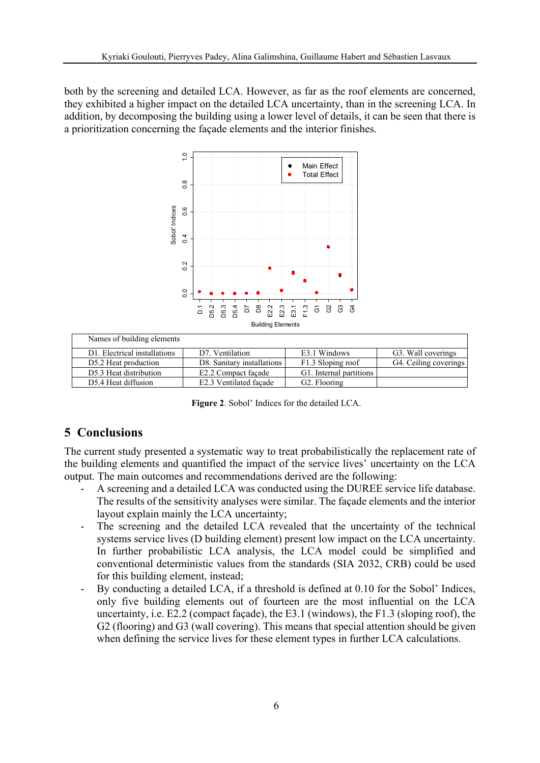both by the screening and detailed LCA. However, as far as the roof elements are concerned, they exhibited a higher impact on the detailed LCA uncertainty, than in the screening LCA. In addition, by decomposing the building using a lower level of details, it can be seen that there is a prioritization concerning the façade elements and the interior finishes.

| Names of building elements | | | |
|---|---|---|---|
| D1. Electrical installations | D7. Ventilation | E3.1 Windows | G3. Wall coverings |
| D5.2 Heat production | D8. Sanitary installations | F1.3 Sloping roof | G4. Ceiling coverings |
| D5.3 Heat distribution | E2.2 Compact façade | G1. Internal partitions | |
| D5.4 Heat diffusion | E2.3 Ventilated façade | G2. Flooring | |

**Figure 2**. Sobol' Indices for the detailed LCA.

## 5 Conclusions

The current study presented a systematic way to treat probabilistically the replacement rate of the building elements and quantified the impact of the service lives' uncertainty on the LCA output. The main outcomes and recommendations derived are the following:

- A screening and a detailed LCA was conducted using the DUREE service life database. The results of the sensitivity analyses were similar. The façade elements and the interior layout explain mainly the LCA uncertainty;
- The screening and the detailed LCA revealed that the uncertainty of the technical systems service lives (D building element) present low impact on the LCA uncertainty. In further probabilistic LCA analysis, the LCA model could be simplified and conventional deterministic values from the standards (SIA 2032, CRB) could be used for this building element, instead;
- By conducting a detailed LCA, if a threshold is defined at 0.10 for the Sobol' Indices, only five building elements out of fourteen are the most influential on the LCA uncertainty, i.e. E2.2 (compact façade), the E3.1 (windows), the F1.3 (sloping roof), the G2 (flooring) and G3 (wall covering). This means that special attention should be given when defining the service lives for these element types in further LCA calculations.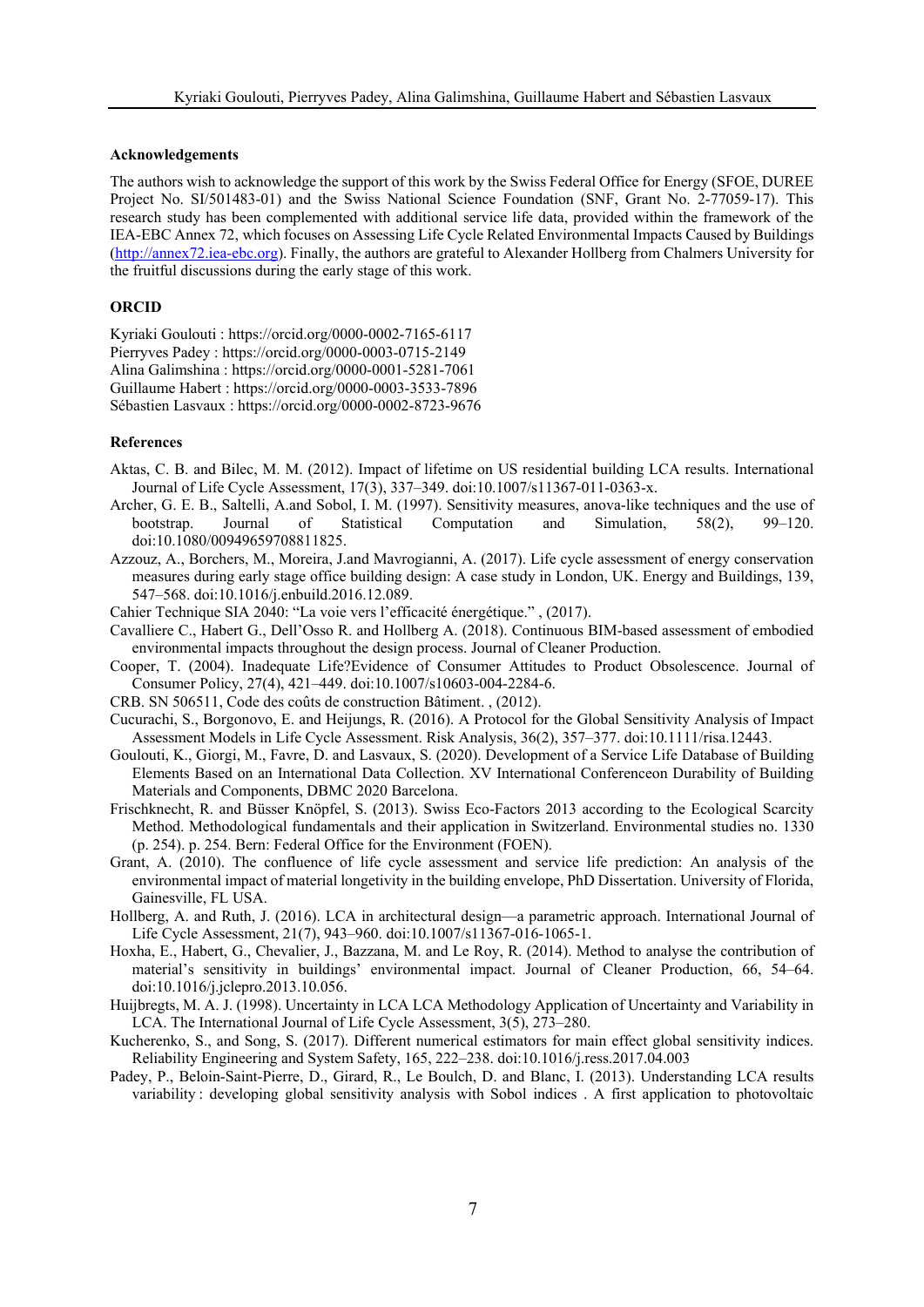### Acknowledgements

The authors wish to acknowledge the support of this work by the Swiss Federal Office for Energy (SFOE, DUREE Project No. SI/501483-01) and the Swiss National Science Foundation (SNF, Grant No. 2-77059-17). This research study has been complemented with additional service life data, provided within the framework of the IEA-EBC Annex 72, which focuses on Assessing Life Cycle Related Environmental Impacts Caused by Buildings (http://annex72.iea-ebc.org). Finally, the authors are grateful to Alexander Hollberg from Chalmers University for the fruitful discussions during the early stage of this work.

### ORCID

Kyriaki Goulouti : https://orcid.org/0000-0002-7165-6117
Pierryves Padey : https://orcid.org/0000-0003-0715-2149
Alina Galimshina : https://orcid.org/0000-0001-5281-7061
Guillaume Habert : https://orcid.org/0000-0003-3533-7896
Sébastien Lasvaux : https://orcid.org/0000-0002-8723-9676

### References

Aktas, C. B. and Bilec, M. M. (2012). Impact of lifetime on US residential building LCA results. International Journal of Life Cycle Assessment, 17(3), 337–349. doi:10.1007/s11367-011-0363-x.

Archer, G. E. B., Saltelli, A.and Sobol, I. M. (1997). Sensitivity measures, anova-like techniques and the use of bootstrap. Journal of Statistical Computation and Simulation, 58(2), 99–120. doi:10.1080/00949659708811825.

Azzouz, A., Borchers, M., Moreira, J.and Mavrogianni, A. (2017). Life cycle assessment of energy conservation measures during early stage office building design: A case study in London, UK. Energy and Buildings, 139, 547–568. doi:10.1016/j.enbuild.2016.12.089.

Cahier Technique SIA 2040: "La voie vers l'efficacité énergétique." , (2017).

Cavalliere C., Habert G., Dell'Osso R. and Hollberg A. (2018). Continuous BIM-based assessment of embodied environmental impacts throughout the design process. Journal of Cleaner Production.

Cooper, T. (2004). Inadequate Life?Evidence of Consumer Attitudes to Product Obsolescence. Journal of Consumer Policy, 27(4), 421–449. doi:10.1007/s10603-004-2284-6.

CRB. SN 506511, Code des coûts de construction Bâtiment. , (2012).

Cucurachi, S., Borgonovo, E. and Heijungs, R. (2016). A Protocol for the Global Sensitivity Analysis of Impact Assessment Models in Life Cycle Assessment. Risk Analysis, 36(2), 357–377. doi:10.1111/risa.12443.

Goulouti, K., Giorgi, M., Favre, D. and Lasvaux, S. (2020). Development of a Service Life Database of Building Elements Based on an International Data Collection. XV International Conferenceon Durability of Building Materials and Components, DBMC 2020 Barcelona.

Frischknecht, R. and Büsser Knöpfel, S. (2013). Swiss Eco-Factors 2013 according to the Ecological Scarcity Method. Methodological fundamentals and their application in Switzerland. Environmental studies no. 1330 (p. 254). p. 254. Bern: Federal Office for the Environment (FOEN).

Grant, A. (2010). The confluence of life cycle assessment and service life prediction: An analysis of the environmental impact of material longevity in the building envelope, PhD Dissertation. University of Florida, Gainesville, FL USA.

Hollberg, A. and Ruth, J. (2016). LCA in architectural design—a parametric approach. International Journal of Life Cycle Assessment, 21(7), 943–960. doi:10.1007/s11367-016-1065-1.

Hoxha, E., Habert, G., Chevalier, J., Bazzana, M. and Le Roy, R. (2014). Method to analyse the contribution of material's sensitivity in buildings' environmental impact. Journal of Cleaner Production, 66, 54–64. doi:10.1016/j.jclepro.2013.10.056.

Huijbregts, M. A. J. (1998). Uncertainty in LCA LCA Methodology Application of Uncertainty and Variability in LCA. The International Journal of Life Cycle Assessment, 3(5), 273–280.

Kucherenko, S., and Song, S. (2017). Different numerical estimators for main effect global sensitivity indices. Reliability Engineering and System Safety, 165, 222–238. doi:10.1016/j.ress.2017.04.003

Padey, P., Beloin-Saint-Pierre, D., Girard, R., Le Boulch, D. and Blanc, I. (2013). Understanding LCA results variability : developing global sensitivity analysis with Sobol indices . A first application to photovoltaic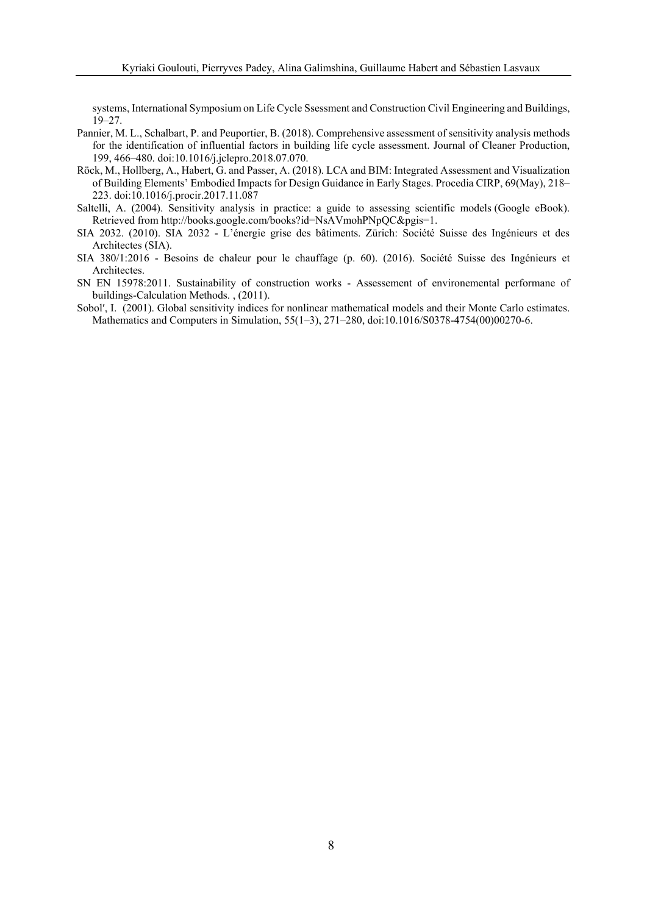systems, International Symposium on Life Cycle Ssessment and Construction Civil Engineering and Buildings, 19–27.

Pannier, M. L., Schalbart, P. and Peuportier, B. (2018). Comprehensive assessment of sensitivity analysis methods for the identification of influential factors in building life cycle assessment. Journal of Cleaner Production, 199, 466–480. doi:10.1016/j.jclepro.2018.07.070.

Röck, M., Hollberg, A., Habert, G. and Passer, A. (2018). LCA and BIM: Integrated Assessment and Visualization of Building Elements' Embodied Impacts for Design Guidance in Early Stages. Procedia CIRP, 69(May), 218–223. doi:10.1016/j.procir.2017.11.087

Saltelli, A. (2004). Sensitivity analysis in practice: a guide to assessing scientific models (Google eBook). Retrieved from http://books.google.com/books?id=NsAVmohPNpQC&pgis=1.

SIA 2032. (2010). SIA 2032 - L'énergie grise des bâtiments. Zürich: Société Suisse des Ingénieurs et des Architectes (SIA).

SIA 380/1:2016 - Besoins de chaleur pour le chauffage (p. 60). (2016). Société Suisse des Ingénieurs et Architectes.

SN EN 15978:2011. Sustainability of construction works - Assessement of environemental performane of buildings-Calculation Methods. , (2011).

Sobol′, I. (2001). Global sensitivity indices for nonlinear mathematical models and their Monte Carlo estimates. Mathematics and Computers in Simulation, 55(1–3), 271–280, doi:10.1016/S0378-4754(00)00270-6.